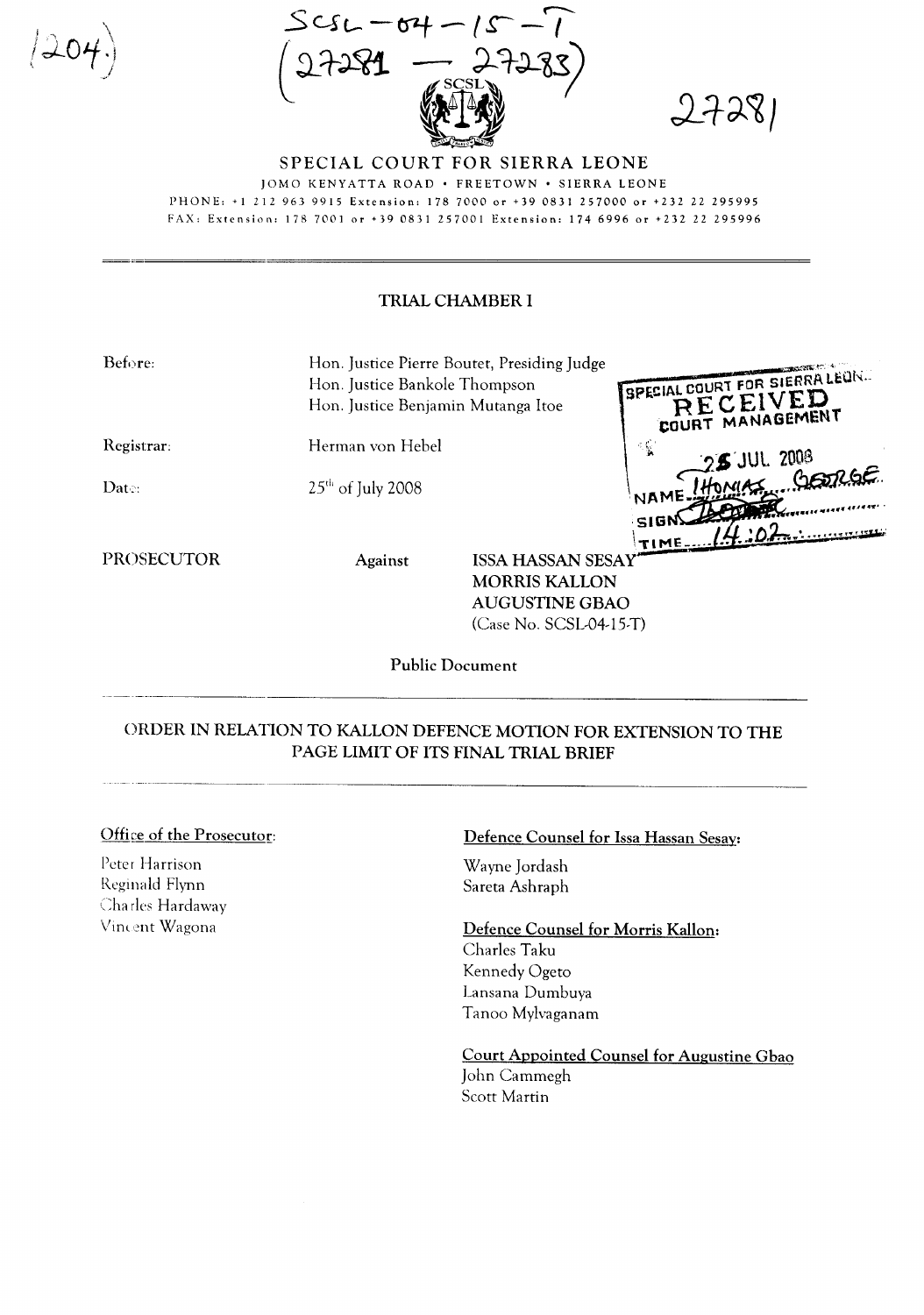(204)

SCSL – 04 – 15 – T
(27281 – 27283)

27281

SPECIAL COURT FOR SIERRA LEONE

JOMO KENYATTA ROAD • FREETOWN • SIERRA LEONE

PHONE: +1 212 963 9915 Extension: 178 7000 or +39 0831 257000 or +232 22 295995

FAX: Extension: 178 7001 or +39 0831 257001 Extension: 174 6996 or +232 22 295996

## TRIAL CHAMBER I

Before: Hon. Justice Pierre Boutet, Presiding Judge
Hon. Justice Bankole Thompson
Hon. Justice Benjamin Mutanga Itoe

Registrar: Herman von Hebel

Date: 25th of July 2008

SPECIAL COURT FOR SIERRA LEONE
RECEIVED
COURT MANAGEMENT
25 JUL 2008
NAME THOMAS GEORGE
SIGN
TIME 14:02

PROSECUTOR Against ISSA HASSAN SESAY
MORRIS KALLON
AUGUSTINE GBAO
(Case No. SCSL-04-15-T)

Public Document

## ORDER IN RELATION TO KALLON DEFENCE MOTION FOR EXTENSION TO THE PAGE LIMIT OF ITS FINAL TRIAL BRIEF

Office of the Prosecutor:

Peter Harrison
Reginald Flynn
Charles Hardaway
Vincent Wagona

Defence Counsel for Issa Hassan Sesay:

Wayne Jordash
Sareta Ashraph

Defence Counsel for Morris Kallon:

Charles Taku
Kennedy Ogeto
Lansana Dumbuya
Tanoo Mylvaganam

Court Appointed Counsel for Augustine Gbao

John Cammegh
Scott Martin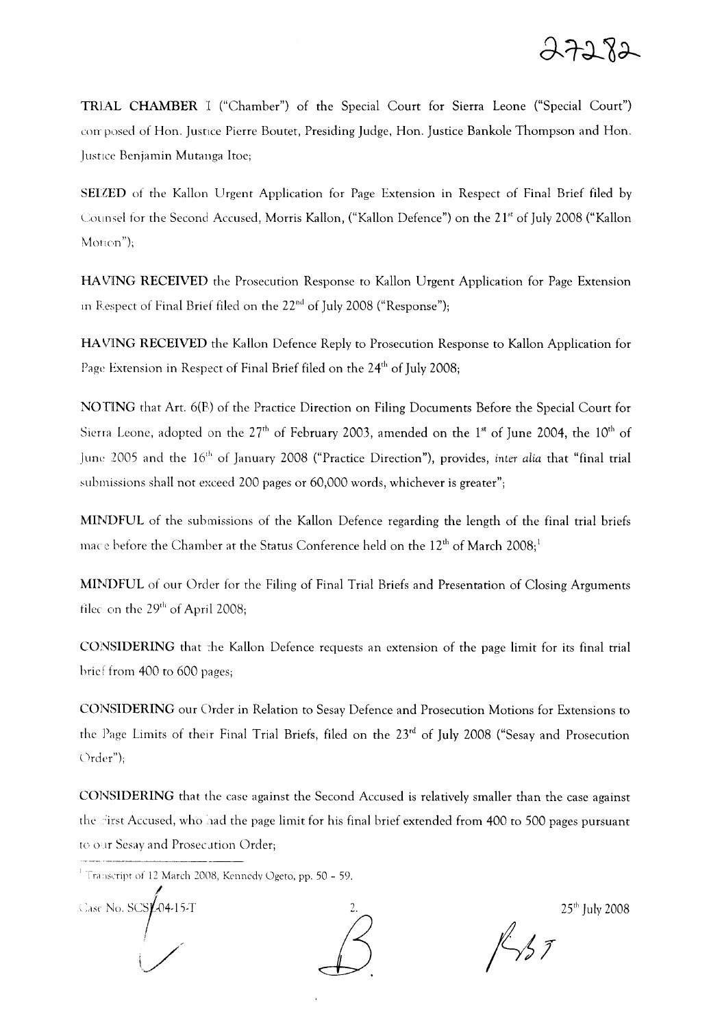**TRIAL CHAMBER I** ("Chamber") of the Special Court for Sierra Leone ("Special Court") composed of Hon. Justice Pierre Boutet, Presiding Judge, Hon. Justice Bankole Thompson and Hon. Justice Benjamin Mutanga Itoe;

**SEIZED** of the Kallon Urgent Application for Page Extension in Respect of Final Brief filed by Counsel for the Second Accused, Morris Kallon, ("Kallon Defence") on the 21st of July 2008 ("Kallon Motion");

**HAVING RECEIVED** the Prosecution Response to Kallon Urgent Application for Page Extension in Respect of Final Brief filed on the 22nd of July 2008 ("Response");

**HAVING RECEIVED** the Kallon Defence Reply to Prosecution Response to Kallon Application for Page Extension in Respect of Final Brief filed on the 24th of July 2008;

**NOTING** that Art. 6(E) of the Practice Direction on Filing Documents Before the Special Court for Sierra Leone, adopted on the 27th of February 2003, amended on the 1st of June 2004, the 10th of June 2005 and the 16th of January 2008 ("Practice Direction"), provides, *inter alia* that "final trial submissions shall not exceed 200 pages or 60,000 words, whichever is greater";

**MINDFUL** of the submissions of the Kallon Defence regarding the length of the final trial briefs made before the Chamber at the Status Conference held on the 12th of March 2008;[1]

**MINDFUL** of our Order for the Filing of Final Trial Briefs and Presentation of Closing Arguments filed on the 29th of April 2008;

**CONSIDERING** that the Kallon Defence requests an extension of the page limit for its final trial brief from 400 to 600 pages;

**CONSIDERING** our Order in Relation to Sesay Defence and Prosecution Motions for Extensions to the Page Limits of their Final Trial Briefs, filed on the 23rd of July 2008 ("Sesay and Prosecution Order");

**CONSIDERING** that the case against the Second Accused is relatively smaller than the case against the First Accused, who had the page limit for his final brief extended from 400 to 500 pages pursuant to our Sesay and Prosecution Order;

---

[1] Transcript of 12 March 2008, Kennedy Ogeto, pp. 50 – 59.

Case No. SCSL-04-15-T 25th July 2008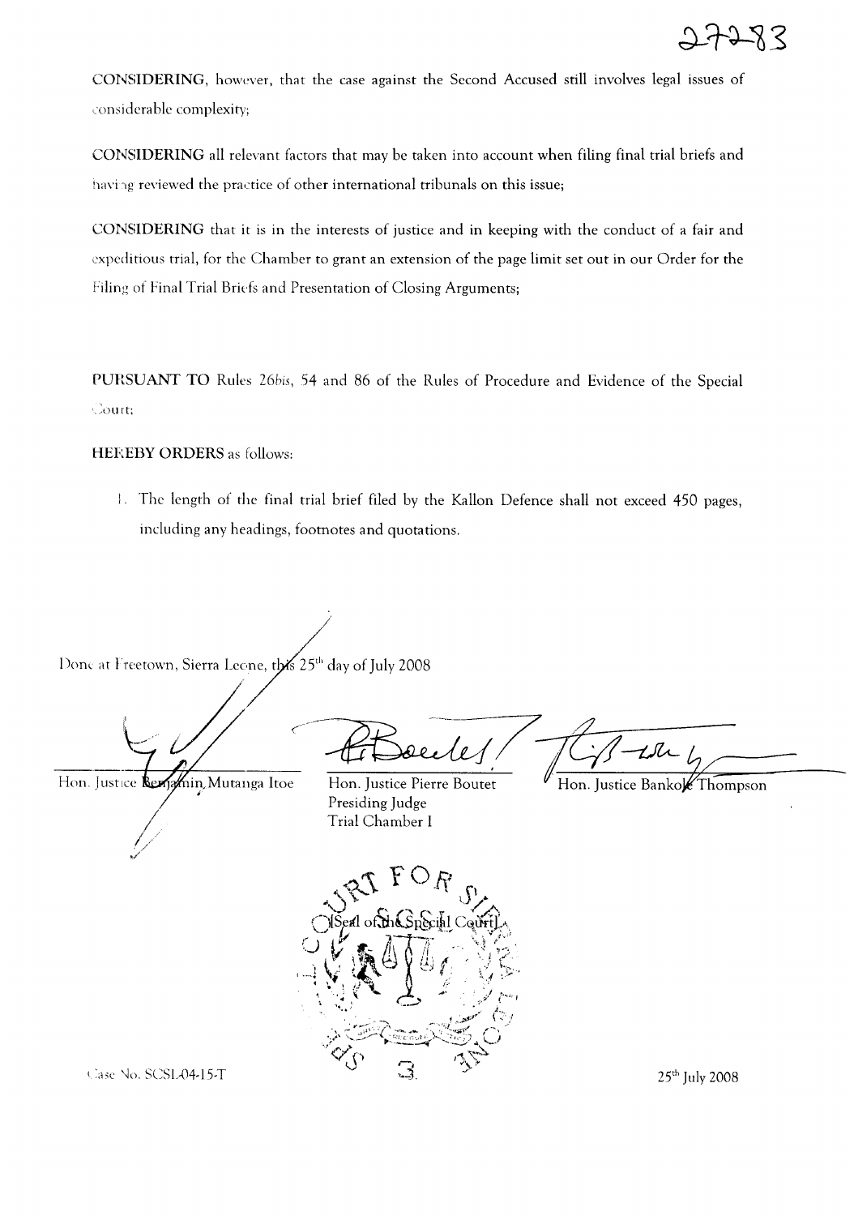CONSIDERING, however, that the case against the Second Accused still involves legal issues of considerable complexity;

CONSIDERING all relevant factors that may be taken into account when filing final trial briefs and having reviewed the practice of other international tribunals on this issue;

CONSIDERING that it is in the interests of justice and in keeping with the conduct of a fair and expeditious trial, for the Chamber to grant an extension of the page limit set out in our Order for the Filing of Final Trial Briefs and Presentation of Closing Arguments;

PURSUANT TO Rules 26*bis*, 54 and 86 of the Rules of Procedure and Evidence of the Special Court;

HEREBY ORDERS as follows:

1. The length of the final trial brief filed by the Kallon Defence shall not exceed 450 pages, including any headings, footnotes and quotations.

Done at Freetown, Sierra Leone, this 25th day of July 2008

| | | |
|---|---|---|
| Hon. Justice Benjamin Mutanga Itoe | Hon. Justice Pierre Boutet<br>Presiding Judge<br>Trial Chamber I | Hon. Justice Bankole Thompson |

[Seal of the Special Court]

Case No. SCSL-04-15-T

25th July 2008